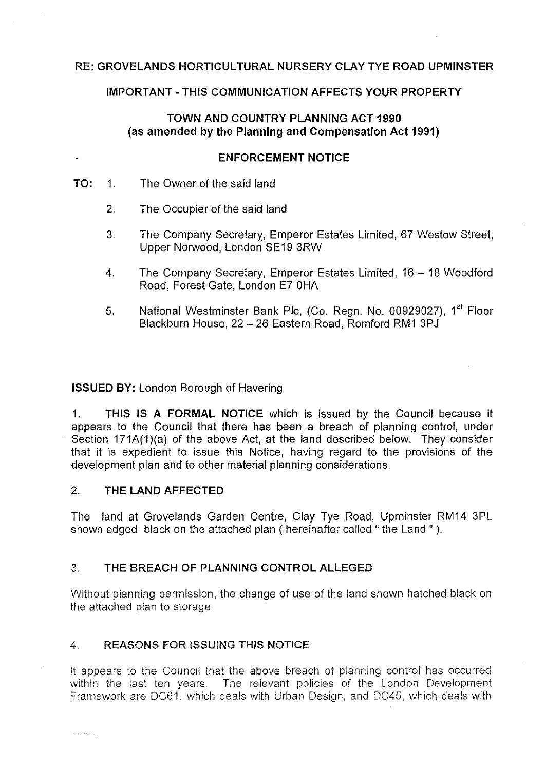**RE: GROVELANDS HORTICULTURAL NURSERY CLAY TYE ROAD UPMINSTER**

**IMPORTANT - THIS COMMUNICATION AFFECTS YOUR PROPERTY**

**TOWN AND COUNTRY PLANNING ACT 1990**
**(as amended by the Planning and Compensation Act 1991)**

**ENFORCEMENT NOTICE**

**TO:**

1. The Owner of the said land
2. The Occupier of the said land
3. The Company Secretary, Emperor Estates Limited, 67 Westow Street, Upper Norwood, London SE19 3RW
4. The Company Secretary, Emperor Estates Limited, 16 – 18 Woodford Road, Forest Gate, London E7 0HA
5. National Westminster Bank Plc, (Co. Regn. No. 00929027), 1st Floor Blackburn House, 22 – 26 Eastern Road, Romford RM1 3PJ

**ISSUED BY:** London Borough of Havering

1. **THIS IS A FORMAL NOTICE** which is issued by the Council because it appears to the Council that there has been a breach of planning control, under Section 171A(1)(a) of the above Act, at the land described below. They consider that it is expedient to issue this Notice, having regard to the provisions of the development plan and to other material planning considerations.

## 2. THE LAND AFFECTED

The land at Grovelands Garden Centre, Clay Tye Road, Upminster RM14 3PL shown edged black on the attached plan ( hereinafter called " the Land " ).

## 3. THE BREACH OF PLANNING CONTROL ALLEGED

Without planning permission, the change of use of the land shown hatched black on the attached plan to storage

## 4. REASONS FOR ISSUING THIS NOTICE

It appears to the Council that the above breach of planning control has occurred within the last ten years. The relevant policies of the London Development Framework are DC61, which deals with Urban Design, and DC45, which deals with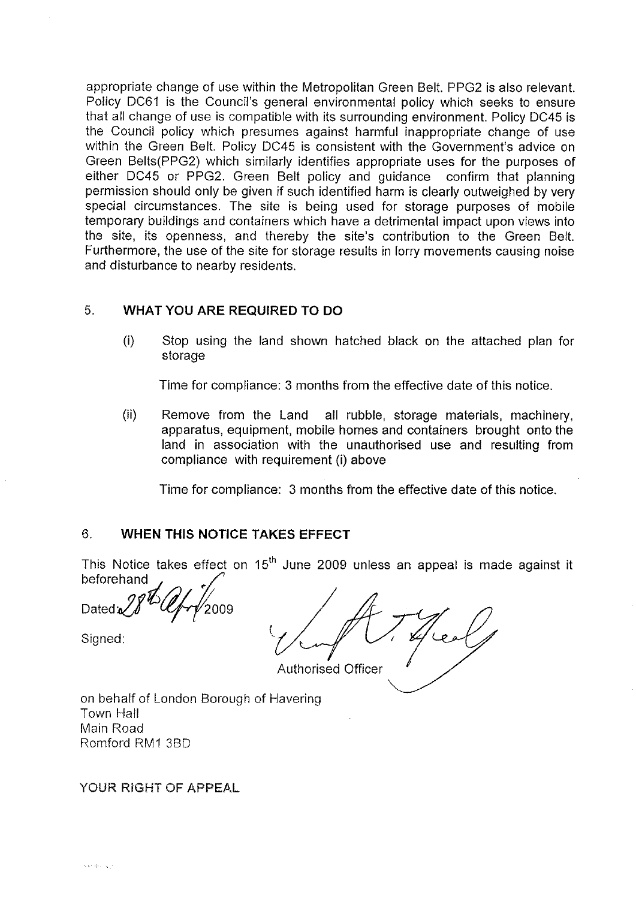appropriate change of use within the Metropolitan Green Belt. PPG2 is also relevant. Policy DC61 is the Council's general environmental policy which seeks to ensure that all change of use is compatible with its surrounding environment. Policy DC45 is the Council policy which presumes against harmful inappropriate change of use within the Green Belt. Policy DC45 is consistent with the Government's advice on Green Belts(PPG2) which similarly identifies appropriate uses for the purposes of either DC45 or PPG2. Green Belt policy and guidance confirm that planning permission should only be given if such identified harm is clearly outweighed by very special circumstances. The site is being used for storage purposes of mobile temporary buildings and containers which have a detrimental impact upon views into the site, its openness, and thereby the site's contribution to the Green Belt. Furthermore, the use of the site for storage results in lorry movements causing noise and disturbance to nearby residents.

## 5. WHAT YOU ARE REQUIRED TO DO

(i) Stop using the land shown hatched black on the attached plan for storage

Time for compliance: 3 months from the effective date of this notice.

(ii) Remove from the Land all rubble, storage materials, machinery, apparatus, equipment, mobile homes and containers brought onto the land in association with the unauthorised use and resulting from compliance with requirement (i) above

Time for compliance: 3 months from the effective date of this notice.

## 6. WHEN THIS NOTICE TAKES EFFECT

This Notice takes effect on 15th June 2009 unless an appeal is made against it beforehand

Dated: 28th April 2009

Signed:

Authorised Officer

on behalf of London Borough of Havering
Town Hall
Main Road
Romford RM1 3BD

YOUR RIGHT OF APPEAL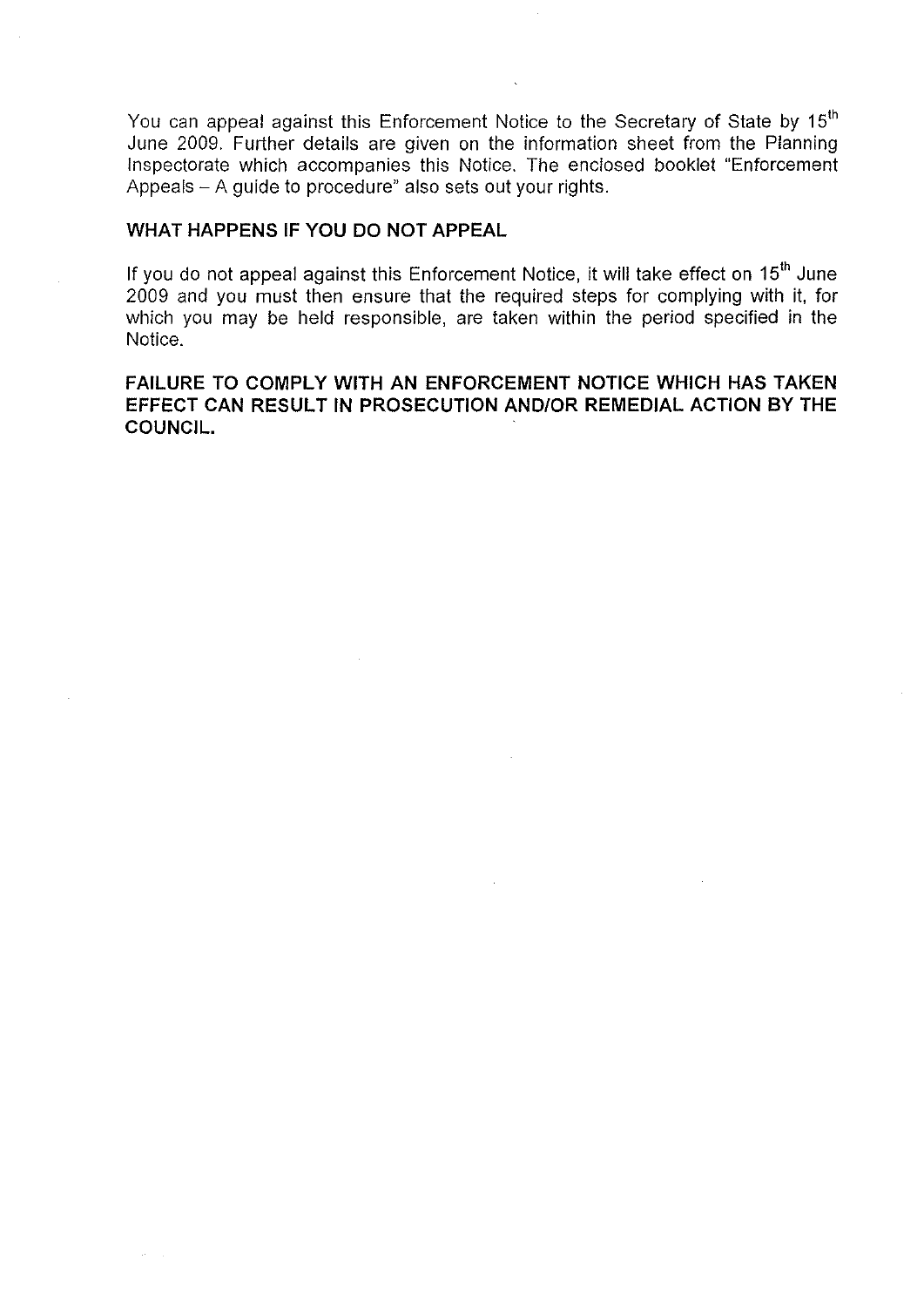You can appeal against this Enforcement Notice to the Secretary of State by 15th June 2009. Further details are given on the information sheet from the Planning Inspectorate which accompanies this Notice. The enclosed booklet "Enforcement Appeals – A guide to procedure" also sets out your rights.

**WHAT HAPPENS IF YOU DO NOT APPEAL**

If you do not appeal against this Enforcement Notice, it will take effect on 15th June 2009 and you must then ensure that the required steps for complying with it, for which you may be held responsible, are taken within the period specified in the Notice.

**FAILURE TO COMPLY WITH AN ENFORCEMENT NOTICE WHICH HAS TAKEN EFFECT CAN RESULT IN PROSECUTION AND/OR REMEDIAL ACTION BY THE COUNCIL.**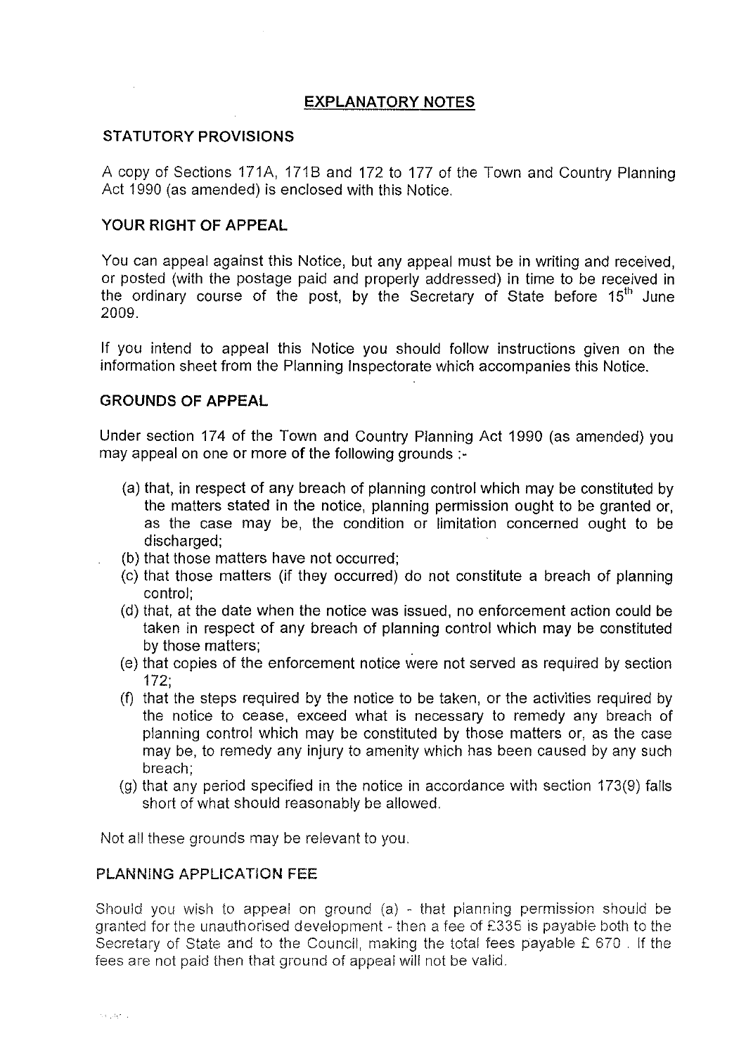# EXPLANATORY NOTES

## STATUTORY PROVISIONS

A copy of Sections 171A, 171B and 172 to 177 of the Town and Country Planning Act 1990 (as amended) is enclosed with this Notice.

## YOUR RIGHT OF APPEAL

You can appeal against this Notice, but any appeal must be in writing and received, or posted (with the postage paid and properly addressed) in time to be received in the ordinary course of the post, by the Secretary of State before 15th June 2009.

If you intend to appeal this Notice you should follow instructions given on the information sheet from the Planning Inspectorate which accompanies this Notice.

## GROUNDS OF APPEAL

Under section 174 of the Town and Country Planning Act 1990 (as amended) you may appeal on one or more of the following grounds :-

(a) that, in respect of any breach of planning control which may be constituted by the matters stated in the notice, planning permission ought to be granted or, as the case may be, the condition or limitation concerned ought to be discharged;
(b) that those matters have not occurred;
(c) that those matters (if they occurred) do not constitute a breach of planning control;
(d) that, at the date when the notice was issued, no enforcement action could be taken in respect of any breach of planning control which may be constituted by those matters;
(e) that copies of the enforcement notice were not served as required by section 172;
(f) that the steps required by the notice to be taken, or the activities required by the notice to cease, exceed what is necessary to remedy any breach of planning control which may be constituted by those matters or, as the case may be, to remedy any injury to amenity which has been caused by any such breach;
(g) that any period specified in the notice in accordance with section 173(9) falls short of what should reasonably be allowed.

Not all these grounds may be relevant to you.

## PLANNING APPLICATION FEE

Should you wish to appeal on ground (a) - that planning permission should be granted for the unauthorised development - then a fee of £335 is payable both to the Secretary of State and to the Council, making the total fees payable £ 670 . If the fees are not paid then that ground of appeal will not be valid.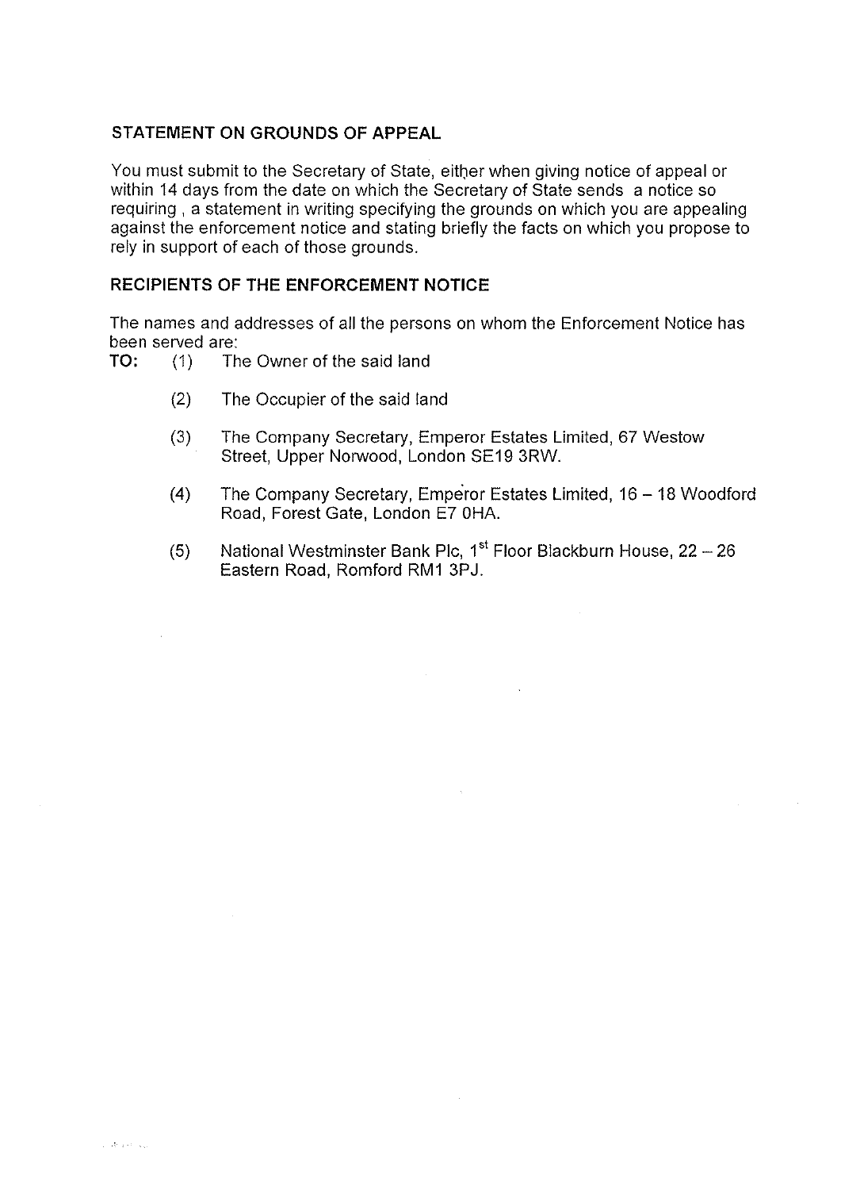## STATEMENT ON GROUNDS OF APPEAL

You must submit to the Secretary of State, either when giving notice of appeal or within 14 days from the date on which the Secretary of State sends a notice so requiring , a statement in writing specifying the grounds on which you are appealing against the enforcement notice and stating briefly the facts on which you propose to rely in support of each of those grounds.

## RECIPIENTS OF THE ENFORCEMENT NOTICE

The names and addresses of all the persons on whom the Enforcement Notice has been served are:

**TO:**

(1) The Owner of the said land

(2) The Occupier of the said land

(3) The Company Secretary, Emperor Estates Limited, 67 Westow Street, Upper Norwood, London SE19 3RW.

(4) The Company Secretary, Emperor Estates Limited, 16 – 18 Woodford Road, Forest Gate, London E7 0HA.

(5) National Westminster Bank Plc, 1st Floor Blackburn House, 22 – 26 Eastern Road, Romford RM1 3PJ.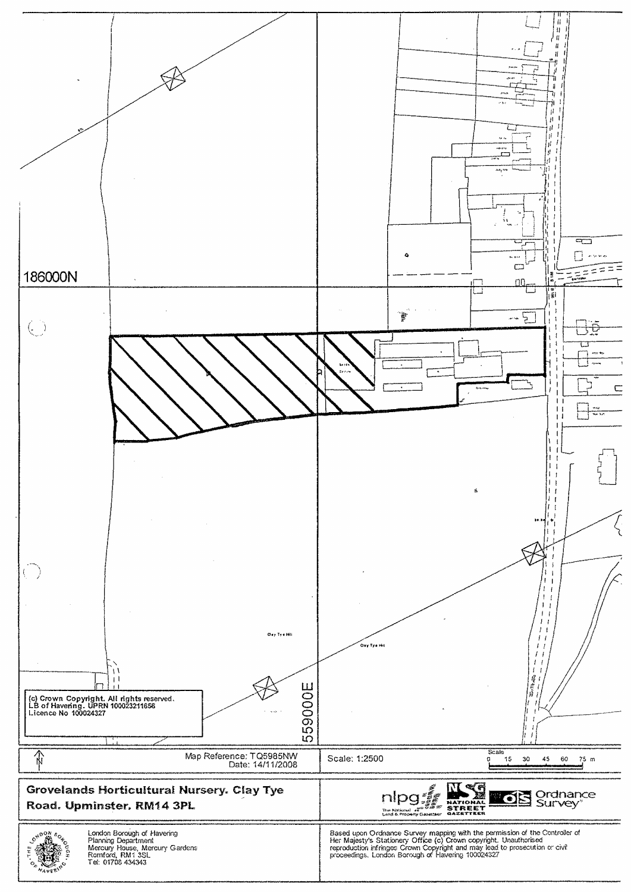186000N

559000E

Clay Tye Hill

Clay Tye Hill

(c) Crown Copyright. All rights reserved.
LB of Havering. UPRN 100023211656
Licence No 100024327

N

Map Reference: TQ5985NW
Date: 14/11/2008

Scale: 1:2500

Scale
0 15 30 45 60 75 m

**Grovelands Horticultural Nursery. Clay Tye Road. Upminster. RM14 3PL**

nlpg The National Land & Property Gazetteer

NSG NATIONAL STREET GAZETTEER

OS Ordnance Survey

London Borough of Havering
Planning Department
Mercury House, Mercury Gardens
Romford, RM1 3SL
Tel: 01708 434343

Based upon Ordnance Survey mapping with the permission of the Controller of Her Majesty's Stationery Office (c) Crown copyright. Unauthorised reproduction infringes Crown Copyright and may lead to prosecution or civil proceedings. London Borough of Havering 100024327